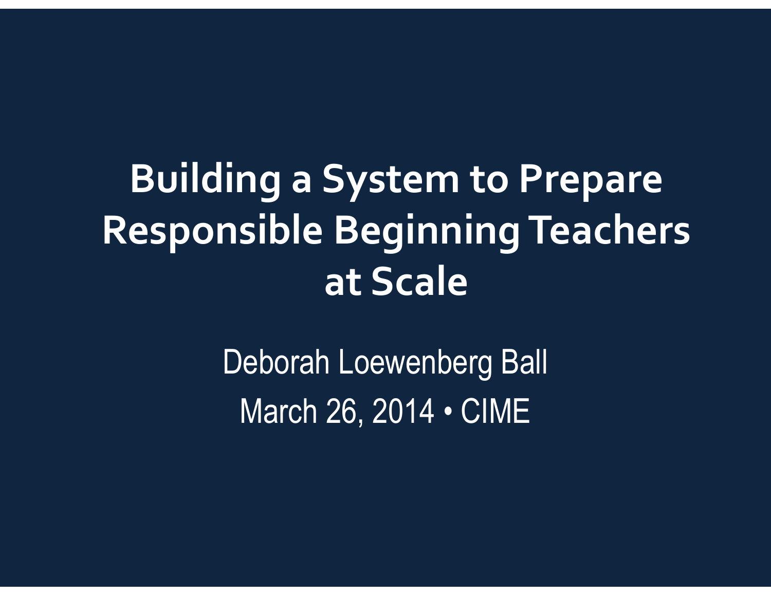# Building a System to Prepare Responsible Beginning Teachers at Scale

Deborah Loewenberg Ball

March 26, 2014 • CIME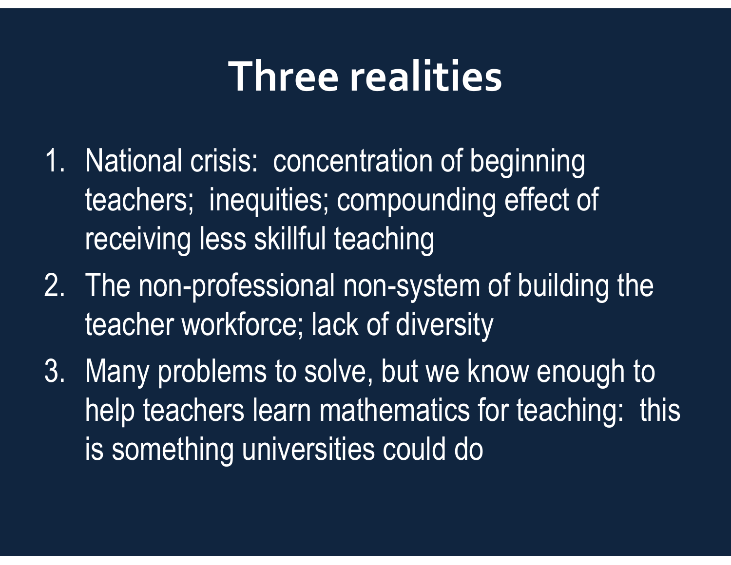# Three realities

1. National crisis:  concentration of beginning teachers;  inequities; compounding effect of receiving less skillful teaching
2. The non-professional non-system of building the teacher workforce; lack of diversity
3. Many problems to solve, but we know enough to help teachers learn mathematics for teaching:  this is something universities could do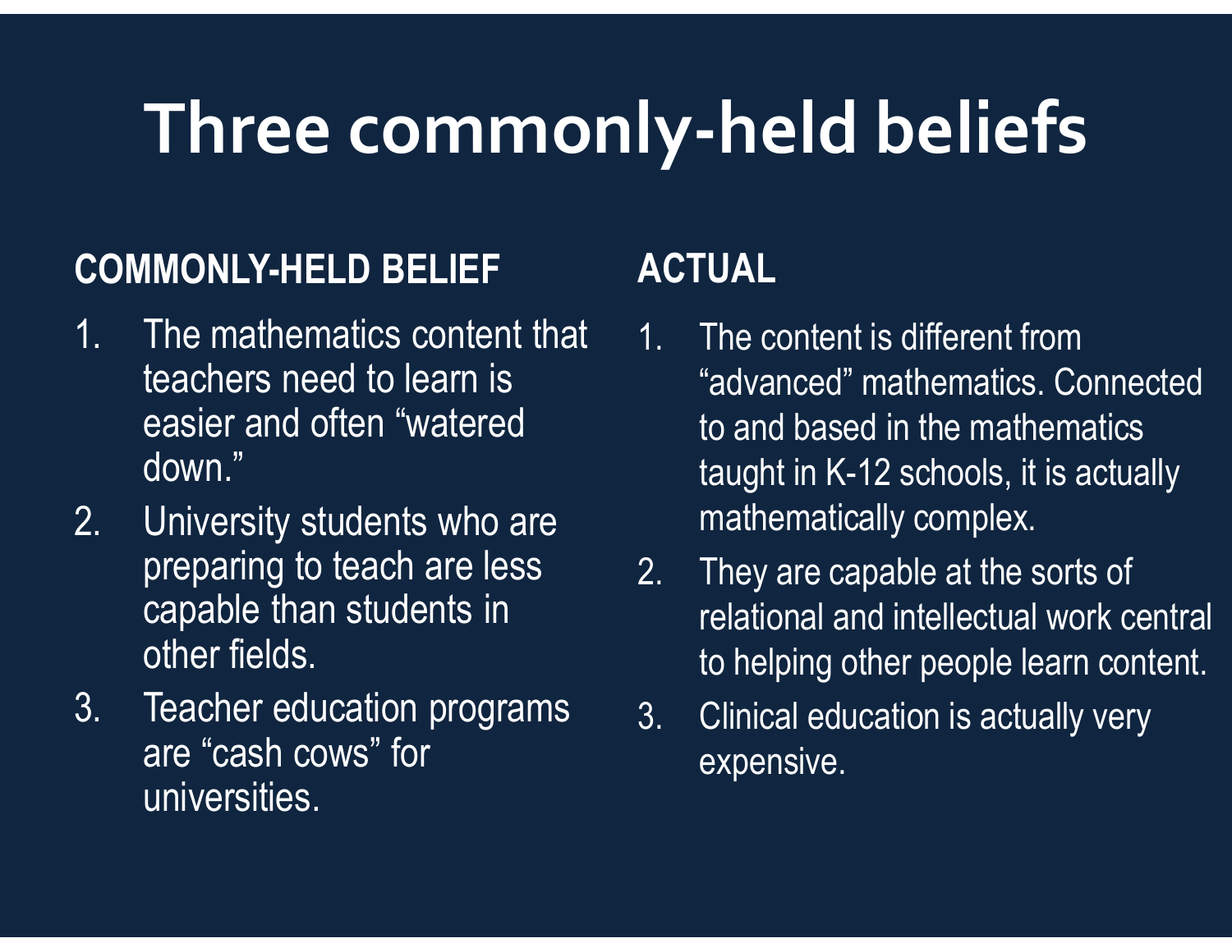# Three commonly-held beliefs

**COMMONLY-HELD BELIEF**

1. The mathematics content that teachers need to learn is easier and often “watered down.”
2. University students who are preparing to teach are less capable than students in other fields.
3. Teacher education programs are “cash cows” for universities.

**ACTUAL**

1. The content is different from “advanced” mathematics. Connected to and based in the mathematics taught in K-12 schools, it is actually mathematically complex.
2. They are capable at the sorts of relational and intellectual work central to helping other people learn content.
3. Clinical education is actually very expensive.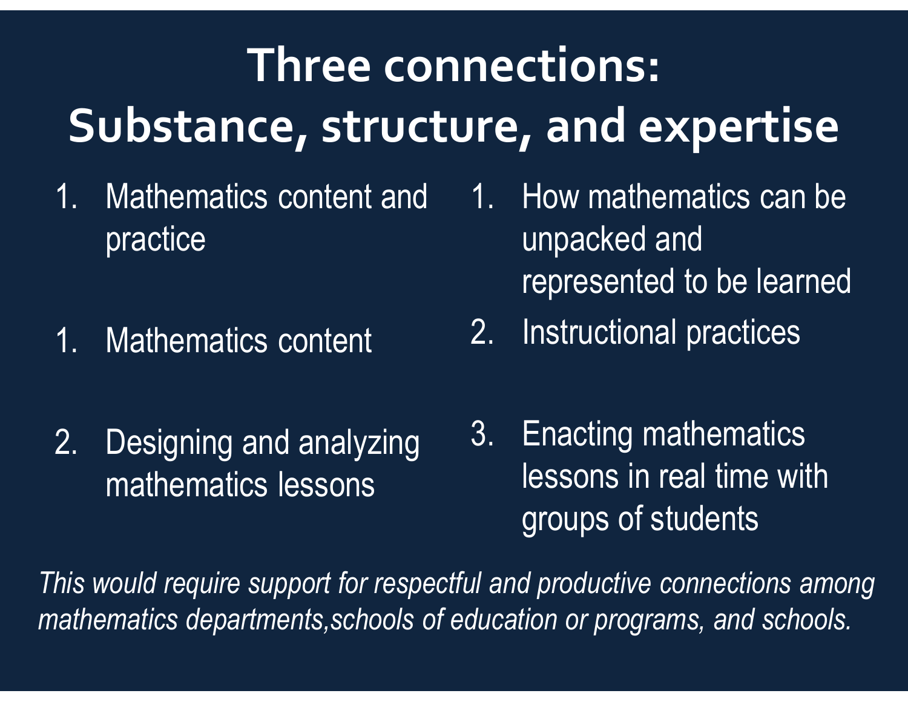# Three connections: Substance, structure, and expertise

1. Mathematics content and practice

1. How mathematics can be unpacked and represented to be learned

1. Mathematics content

2. Instructional practices

2. Designing and analyzing mathematics lessons

3. Enacting mathematics lessons in real time with groups of students

*This would require support for respectful and productive connections among mathematics departments,schools of education or programs, and schools.*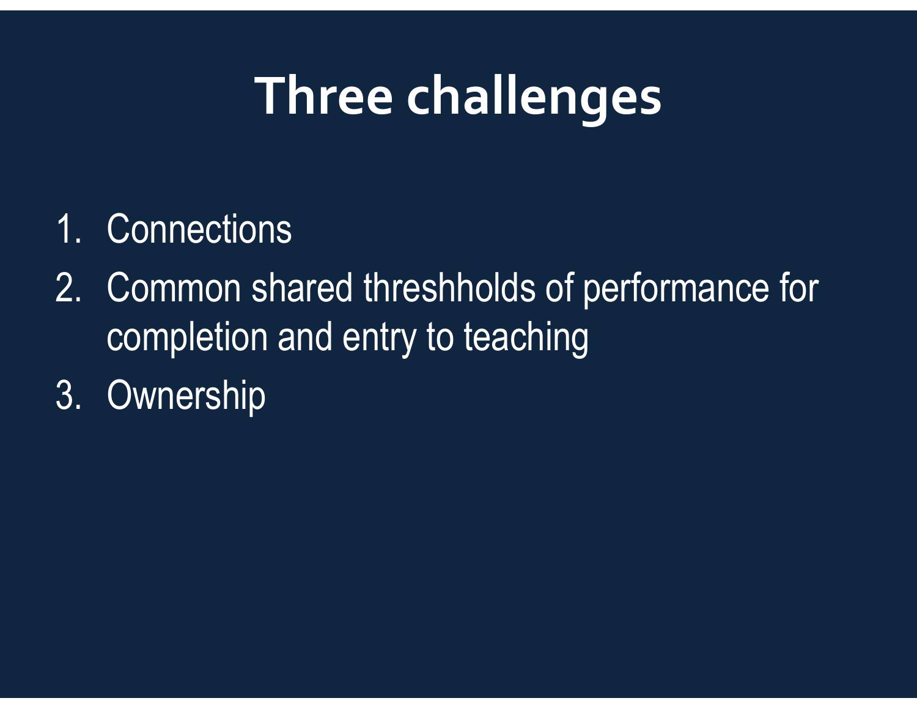# Three challenges

1. Connections
2. Common shared threshholds of performance for completion and entry to teaching
3. Ownership